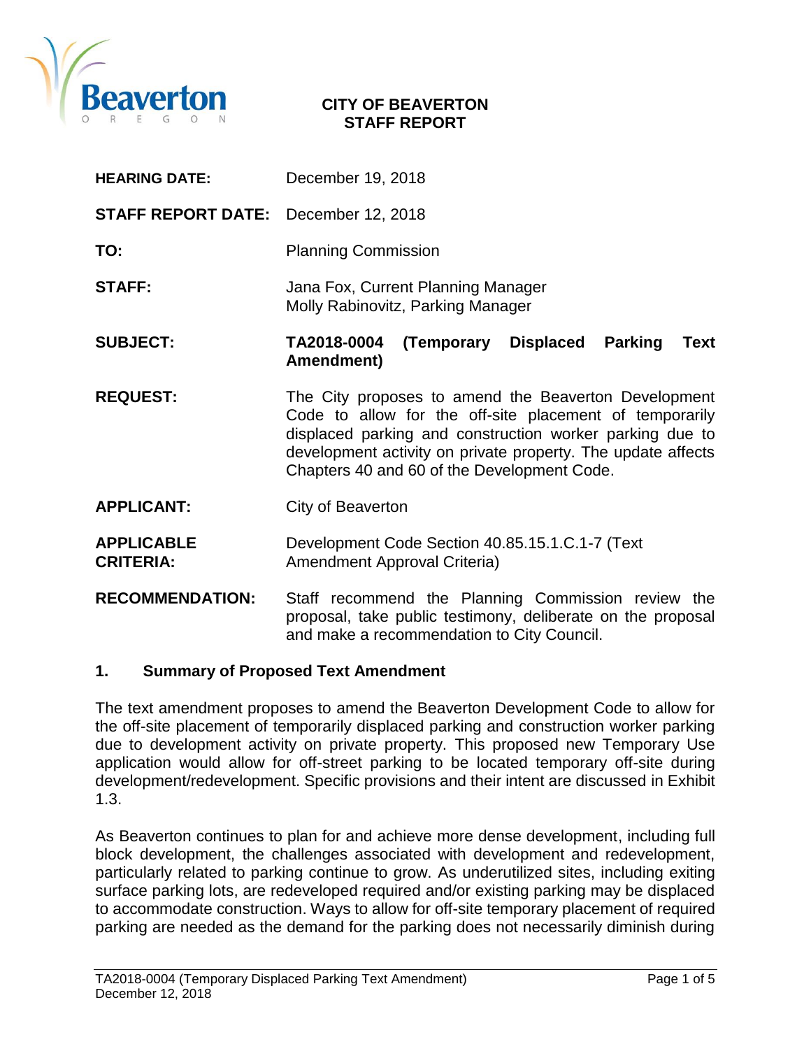**CITY OF BEAVERTON**
**STAFF REPORT**

| | |
|---|---|
| **HEARING DATE:** | December 19, 2018 |
| **STAFF REPORT DATE:** | December 12, 2018 |
| **TO:** | Planning Commission |
| **STAFF:** | Jana Fox, Current Planning Manager<br>Molly Rabinovitz, Parking Manager |
| **SUBJECT:** | **TA2018-0004 (Temporary Displaced Parking Text Amendment)** |
| **REQUEST:** | The City proposes to amend the Beaverton Development Code to allow for the off-site placement of temporarily displaced parking and construction worker parking due to development activity on private property. The update affects Chapters 40 and 60 of the Development Code. |
| **APPLICANT:** | City of Beaverton |
| **APPLICABLE CRITERIA:** | Development Code Section 40.85.15.1.C.1-7 (Text Amendment Approval Criteria) |
| **RECOMMENDATION:** | Staff recommend the Planning Commission review the proposal, take public testimony, deliberate on the proposal and make a recommendation to City Council. |

## 1. Summary of Proposed Text Amendment

The text amendment proposes to amend the Beaverton Development Code to allow for the off-site placement of temporarily displaced parking and construction worker parking due to development activity on private property. This proposed new Temporary Use application would allow for off-street parking to be located temporary off-site during development/redevelopment. Specific provisions and their intent are discussed in Exhibit 1.3.

As Beaverton continues to plan for and achieve more dense development, including full block development, the challenges associated with development and redevelopment, particularly related to parking continue to grow. As underutilized sites, including exiting surface parking lots, are redeveloped required and/or existing parking may be displaced to accommodate construction. Ways to allow for off-site temporary placement of required parking are needed as the demand for the parking does not necessarily diminish during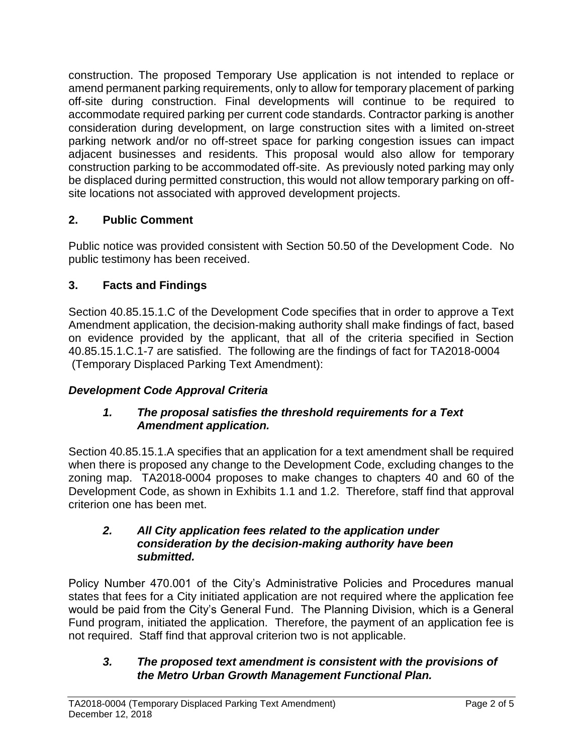construction. The proposed Temporary Use application is not intended to replace or amend permanent parking requirements, only to allow for temporary placement of parking off-site during construction. Final developments will continue to be required to accommodate required parking per current code standards. Contractor parking is another consideration during development, on large construction sites with a limited on-street parking network and/or no off-street space for parking congestion issues can impact adjacent businesses and residents. This proposal would also allow for temporary construction parking to be accommodated off-site. As previously noted parking may only be displaced during permitted construction, this would not allow temporary parking on off-site locations not associated with approved development projects.

## 2. Public Comment

Public notice was provided consistent with Section 50.50 of the Development Code. No public testimony has been received.

## 3. Facts and Findings

Section 40.85.15.1.C of the Development Code specifies that in order to approve a Text Amendment application, the decision-making authority shall make findings of fact, based on evidence provided by the applicant, that all of the criteria specified in Section 40.85.15.1.C.1-7 are satisfied. The following are the findings of fact for TA2018-0004 (Temporary Displaced Parking Text Amendment):

### *Development Code Approval Criteria*

***1. The proposal satisfies the threshold requirements for a Text Amendment application.***

Section 40.85.15.1.A specifies that an application for a text amendment shall be required when there is proposed any change to the Development Code, excluding changes to the zoning map. TA2018-0004 proposes to make changes to chapters 40 and 60 of the Development Code, as shown in Exhibits 1.1 and 1.2. Therefore, staff find that approval criterion one has been met.

***2. All City application fees related to the application under consideration by the decision-making authority have been submitted.***

Policy Number 470.001 of the City's Administrative Policies and Procedures manual states that fees for a City initiated application are not required where the application fee would be paid from the City's General Fund. The Planning Division, which is a General Fund program, initiated the application. Therefore, the payment of an application fee is not required. Staff find that approval criterion two is not applicable.

***3. The proposed text amendment is consistent with the provisions of the Metro Urban Growth Management Functional Plan.***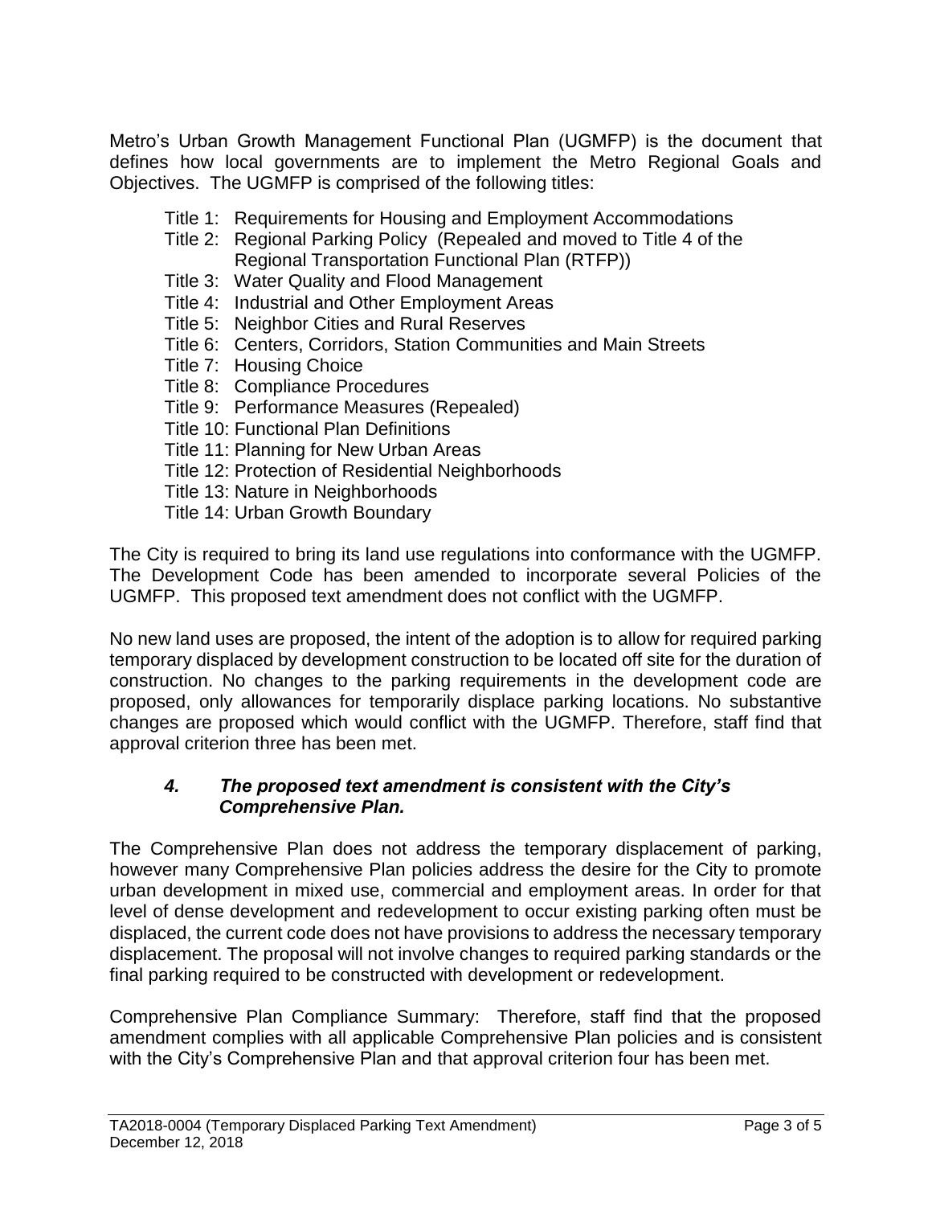Metro's Urban Growth Management Functional Plan (UGMFP) is the document that defines how local governments are to implement the Metro Regional Goals and Objectives. The UGMFP is comprised of the following titles:

- Title 1: Requirements for Housing and Employment Accommodations
- Title 2: Regional Parking Policy (Repealed and moved to Title 4 of the Regional Transportation Functional Plan (RTFP))
- Title 3: Water Quality and Flood Management
- Title 4: Industrial and Other Employment Areas
- Title 5: Neighbor Cities and Rural Reserves
- Title 6: Centers, Corridors, Station Communities and Main Streets
- Title 7: Housing Choice
- Title 8: Compliance Procedures
- Title 9: Performance Measures (Repealed)
- Title 10: Functional Plan Definitions
- Title 11: Planning for New Urban Areas
- Title 12: Protection of Residential Neighborhoods
- Title 13: Nature in Neighborhoods
- Title 14: Urban Growth Boundary

The City is required to bring its land use regulations into conformance with the UGMFP. The Development Code has been amended to incorporate several Policies of the UGMFP. This proposed text amendment does not conflict with the UGMFP.

No new land uses are proposed, the intent of the adoption is to allow for required parking temporary displaced by development construction to be located off site for the duration of construction. No changes to the parking requirements in the development code are proposed, only allowances for temporarily displace parking locations. No substantive changes are proposed which would conflict with the UGMFP. Therefore, staff find that approval criterion three has been met.

***4. The proposed text amendment is consistent with the City's Comprehensive Plan.***

The Comprehensive Plan does not address the temporary displacement of parking, however many Comprehensive Plan policies address the desire for the City to promote urban development in mixed use, commercial and employment areas. In order for that level of dense development and redevelopment to occur existing parking often must be displaced, the current code does not have provisions to address the necessary temporary displacement. The proposal will not involve changes to required parking standards or the final parking required to be constructed with development or redevelopment.

Comprehensive Plan Compliance Summary: Therefore, staff find that the proposed amendment complies with all applicable Comprehensive Plan policies and is consistent with the City's Comprehensive Plan and that approval criterion four has been met.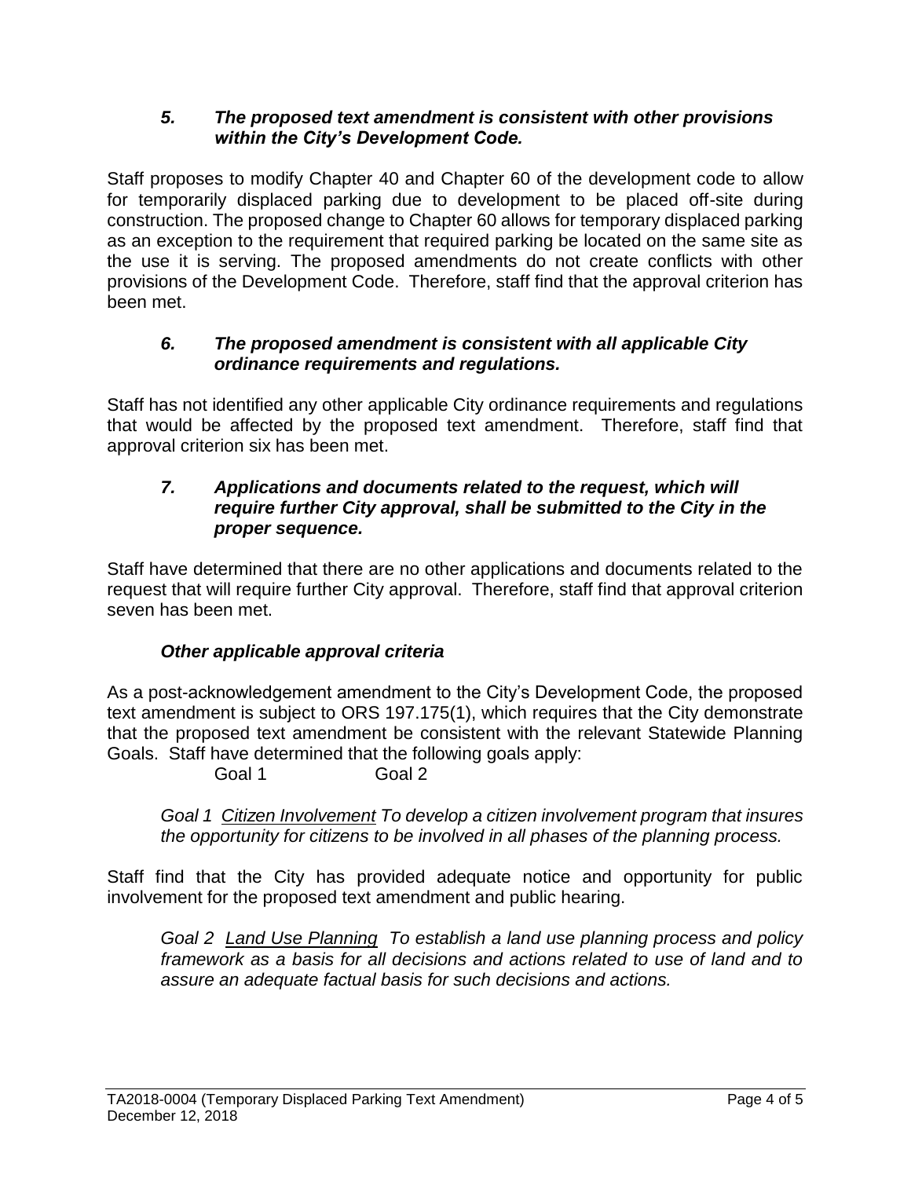### *5. The proposed text amendment is consistent with other provisions within the City's Development Code.*

Staff proposes to modify Chapter 40 and Chapter 60 of the development code to allow for temporarily displaced parking due to development to be placed off-site during construction. The proposed change to Chapter 60 allows for temporary displaced parking as an exception to the requirement that required parking be located on the same site as the use it is serving. The proposed amendments do not create conflicts with other provisions of the Development Code. Therefore, staff find that the approval criterion has been met.

### *6. The proposed amendment is consistent with all applicable City ordinance requirements and regulations.*

Staff has not identified any other applicable City ordinance requirements and regulations that would be affected by the proposed text amendment. Therefore, staff find that approval criterion six has been met.

### *7. Applications and documents related to the request, which will require further City approval, shall be submitted to the City in the proper sequence.*

Staff have determined that there are no other applications and documents related to the request that will require further City approval. Therefore, staff find that approval criterion seven has been met.

### *Other applicable approval criteria*

As a post-acknowledgement amendment to the City's Development Code, the proposed text amendment is subject to ORS 197.175(1), which requires that the City demonstrate that the proposed text amendment be consistent with the relevant Statewide Planning Goals. Staff have determined that the following goals apply:

Goal 1 Goal 2

*Goal 1 <u>Citizen Involvement</u> To develop a citizen involvement program that insures the opportunity for citizens to be involved in all phases of the planning process.*

Staff find that the City has provided adequate notice and opportunity for public involvement for the proposed text amendment and public hearing.

*Goal 2 <u>Land Use Planning</u> To establish a land use planning process and policy framework as a basis for all decisions and actions related to use of land and to assure an adequate factual basis for such decisions and actions.*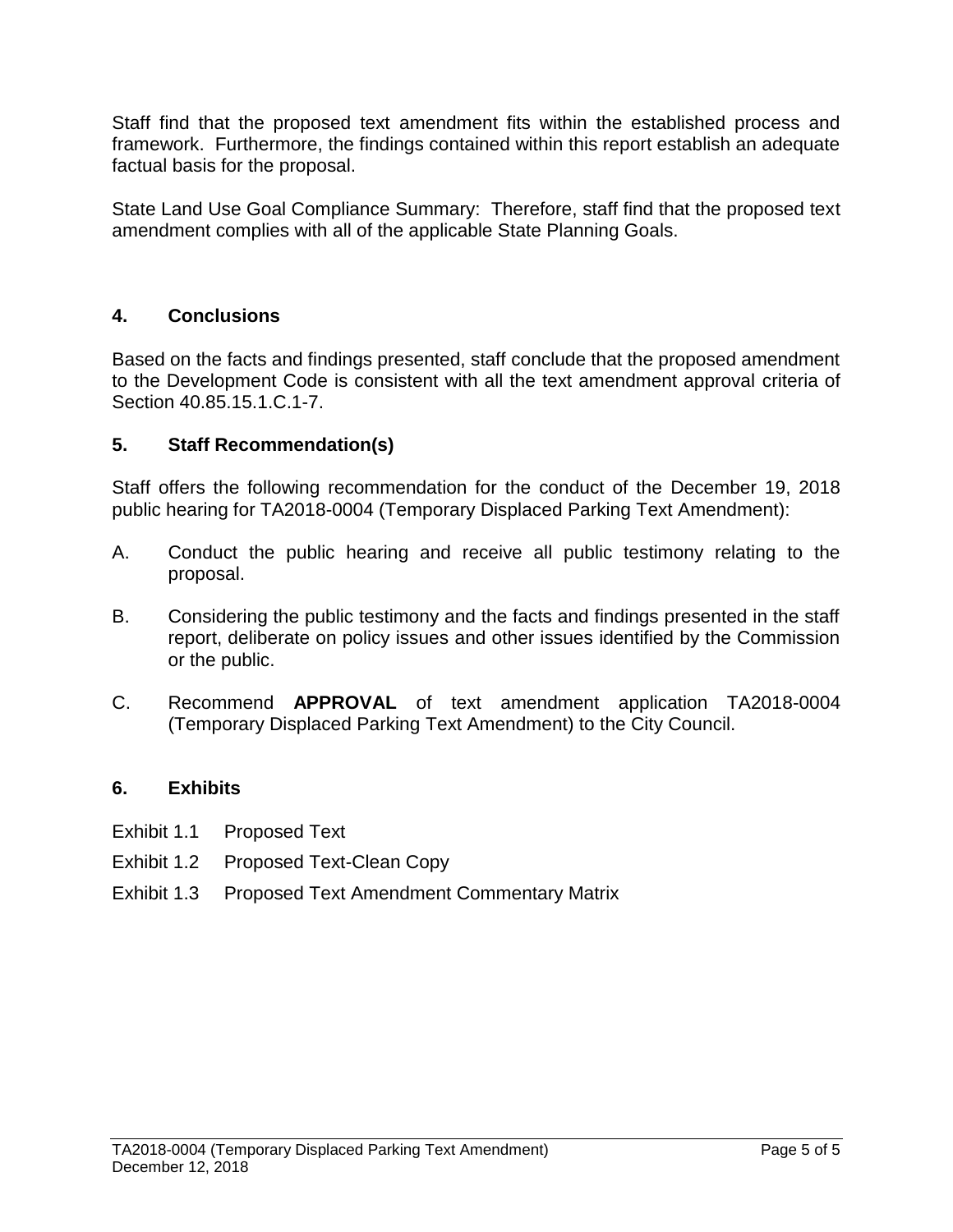Staff find that the proposed text amendment fits within the established process and framework. Furthermore, the findings contained within this report establish an adequate factual basis for the proposal.

State Land Use Goal Compliance Summary: Therefore, staff find that the proposed text amendment complies with all of the applicable State Planning Goals.

## 4. Conclusions

Based on the facts and findings presented, staff conclude that the proposed amendment to the Development Code is consistent with all the text amendment approval criteria of Section 40.85.15.1.C.1-7.

## 5. Staff Recommendation(s)

Staff offers the following recommendation for the conduct of the December 19, 2018 public hearing for TA2018-0004 (Temporary Displaced Parking Text Amendment):

A. Conduct the public hearing and receive all public testimony relating to the proposal.

B. Considering the public testimony and the facts and findings presented in the staff report, deliberate on policy issues and other issues identified by the Commission or the public.

C. Recommend **APPROVAL** of text amendment application TA2018-0004 (Temporary Displaced Parking Text Amendment) to the City Council.

## 6. Exhibits

Exhibit 1.1 Proposed Text

Exhibit 1.2 Proposed Text-Clean Copy

Exhibit 1.3 Proposed Text Amendment Commentary Matrix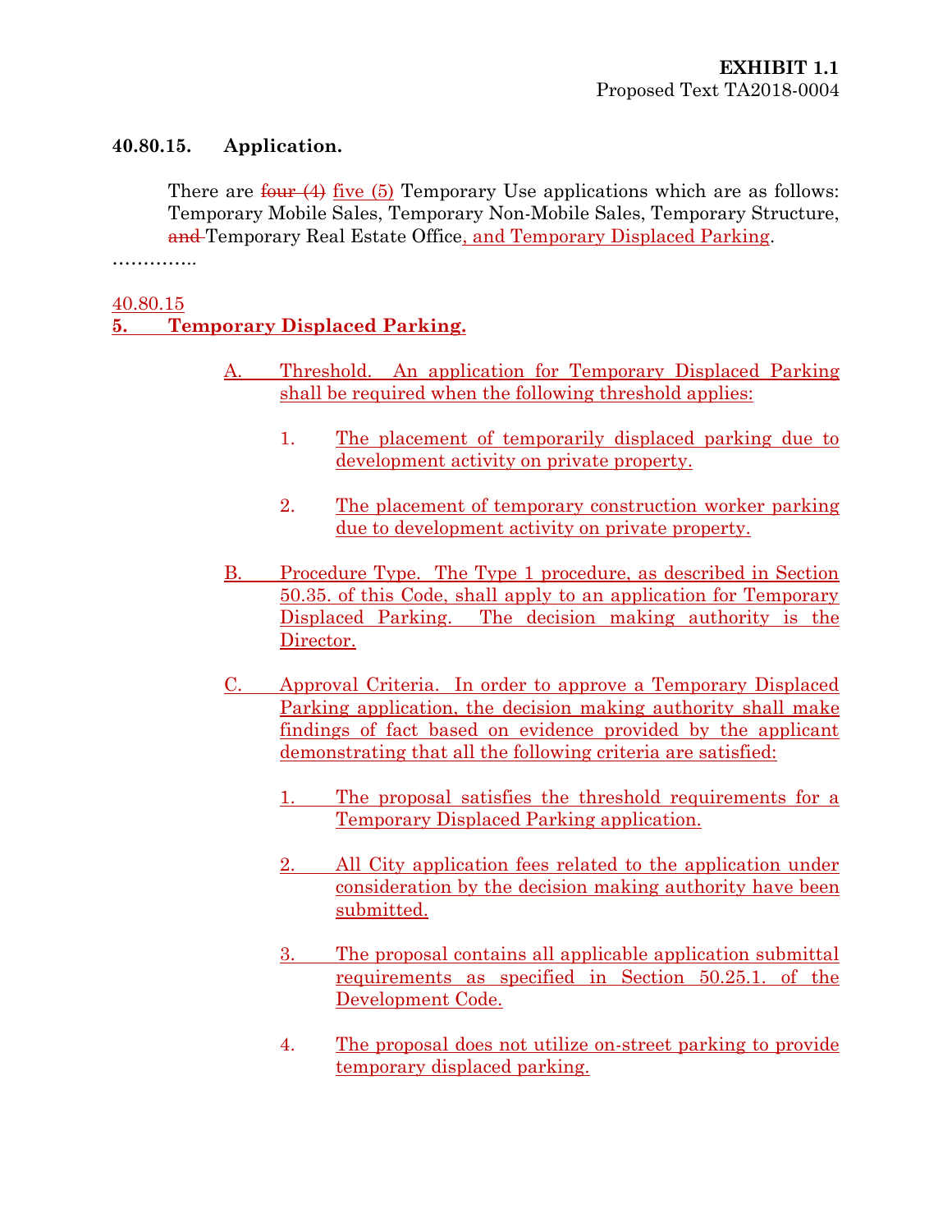**EXHIBIT 1.1**
Proposed Text TA2018-0004

**40.80.15. Application.**

There are ~~four (4)~~ five (5) Temporary Use applications which are as follows: Temporary Mobile Sales, Temporary Non-Mobile Sales, Temporary Structure, ~~and~~ Temporary Real Estate Office, and Temporary Displaced Parking.

…………..

40.80.15

**5. Temporary Displaced Parking.**

A. Threshold. An application for Temporary Displaced Parking shall be required when the following threshold applies:

1. The placement of temporarily displaced parking due to development activity on private property.

2. The placement of temporary construction worker parking due to development activity on private property.

B. Procedure Type. The Type 1 procedure, as described in Section 50.35. of this Code, shall apply to an application for Temporary Displaced Parking. The decision making authority is the Director.

C. Approval Criteria. In order to approve a Temporary Displaced Parking application, the decision making authority shall make findings of fact based on evidence provided by the applicant demonstrating that all the following criteria are satisfied:

1. The proposal satisfies the threshold requirements for a Temporary Displaced Parking application.

2. All City application fees related to the application under consideration by the decision making authority have been submitted.

3. The proposal contains all applicable application submittal requirements as specified in Section 50.25.1. of the Development Code.

4. The proposal does not utilize on-street parking to provide temporary displaced parking.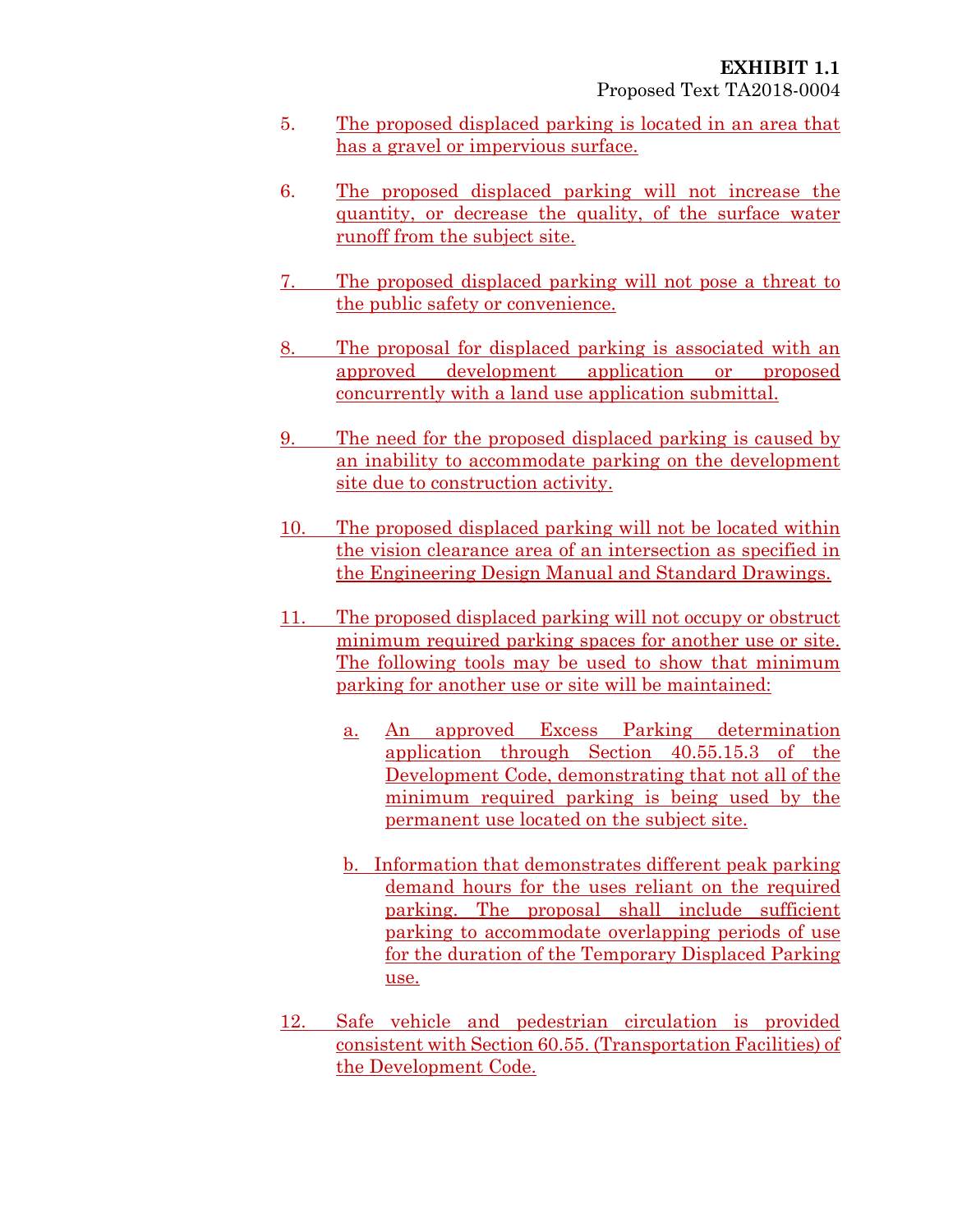5. The proposed displaced parking is located in an area that has a gravel or impervious surface.

6. The proposed displaced parking will not increase the quantity, or decrease the quality, of the surface water runoff from the subject site.

7. The proposed displaced parking will not pose a threat to the public safety or convenience.

8. The proposal for displaced parking is associated with an approved development application or proposed concurrently with a land use application submittal.

9. The need for the proposed displaced parking is caused by an inability to accommodate parking on the development site due to construction activity.

10. The proposed displaced parking will not be located within the vision clearance area of an intersection as specified in the Engineering Design Manual and Standard Drawings.

11. The proposed displaced parking will not occupy or obstruct minimum required parking spaces for another use or site. The following tools may be used to show that minimum parking for another use or site will be maintained:

    a. An approved Excess Parking determination application through Section 40.55.15.3 of the Development Code, demonstrating that not all of the minimum required parking is being used by the permanent use located on the subject site.

    b. Information that demonstrates different peak parking demand hours for the uses reliant on the required parking. The proposal shall include sufficient parking to accommodate overlapping periods of use for the duration of the Temporary Displaced Parking use.

12. Safe vehicle and pedestrian circulation is provided consistent with Section 60.55. (Transportation Facilities) of the Development Code.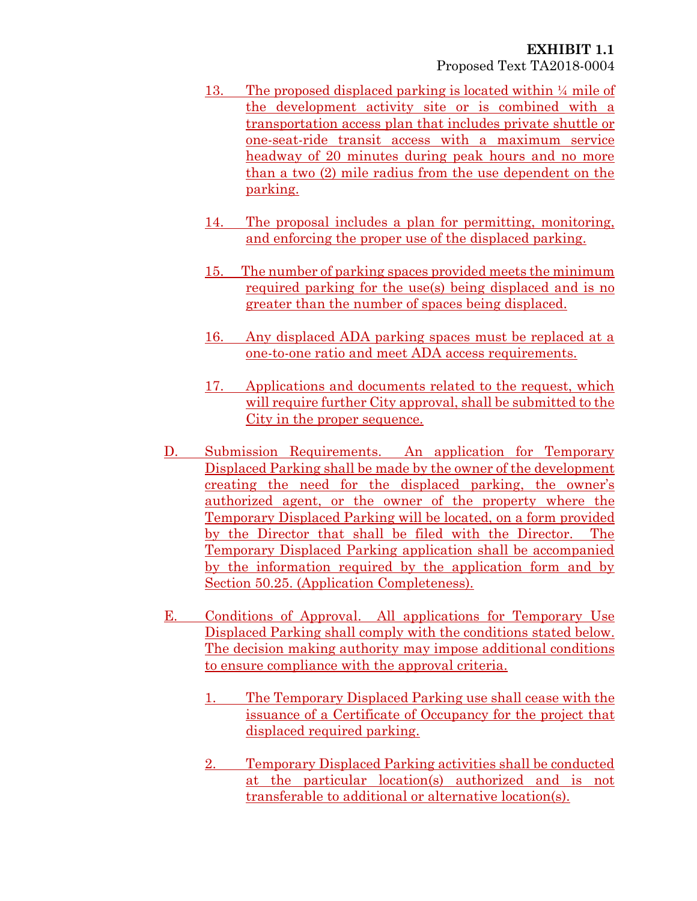**EXHIBIT 1.1**
Proposed Text TA2018-0004

13. The proposed displaced parking is located within ¼ mile of the development activity site or is combined with a transportation access plan that includes private shuttle or one-seat-ride transit access with a maximum service headway of 20 minutes during peak hours and no more than a two (2) mile radius from the use dependent on the parking.

14. The proposal includes a plan for permitting, monitoring, and enforcing the proper use of the displaced parking.

15. The number of parking spaces provided meets the minimum required parking for the use(s) being displaced and is no greater than the number of spaces being displaced.

16. Any displaced ADA parking spaces must be replaced at a one-to-one ratio and meet ADA access requirements.

17. Applications and documents related to the request, which will require further City approval, shall be submitted to the City in the proper sequence.

D. Submission Requirements. An application for Temporary Displaced Parking shall be made by the owner of the development creating the need for the displaced parking, the owner's authorized agent, or the owner of the property where the Temporary Displaced Parking will be located, on a form provided by the Director that shall be filed with the Director. The Temporary Displaced Parking application shall be accompanied by the information required by the application form and by Section 50.25. (Application Completeness).

E. Conditions of Approval. All applications for Temporary Use Displaced Parking shall comply with the conditions stated below. The decision making authority may impose additional conditions to ensure compliance with the approval criteria.

1. The Temporary Displaced Parking use shall cease with the issuance of a Certificate of Occupancy for the project that displaced required parking.

2. Temporary Displaced Parking activities shall be conducted at the particular location(s) authorized and is not transferable to additional or alternative location(s).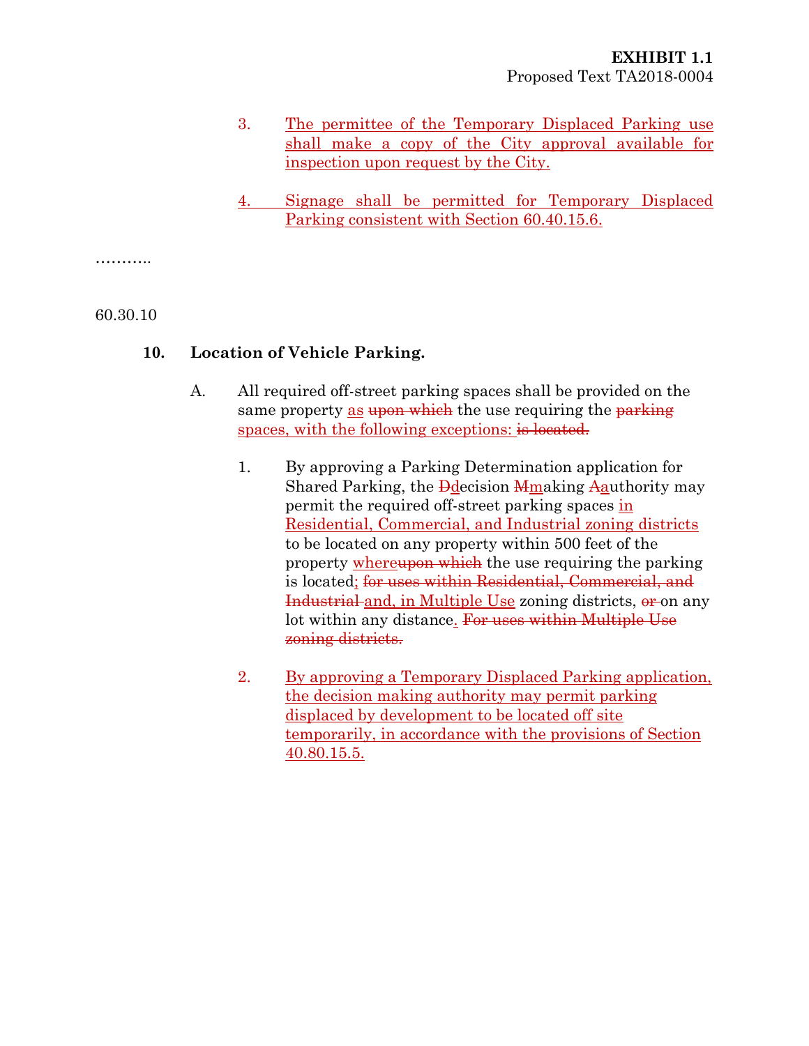3. The permittee of the Temporary Displaced Parking use shall make a copy of the City approval available for inspection upon request by the City.

4. Signage shall be permitted for Temporary Displaced Parking consistent with Section 60.40.15.6.

………..

60.30.10

**10. Location of Vehicle Parking.**

A. All required off-street parking spaces shall be provided on the same property as ~~upon which~~ the use requiring the ~~parking~~ spaces, with the following exceptions: ~~is located.~~

1. By approving a Parking Determination application for Shared Parking, the ~~D~~decision ~~M~~making ~~A~~authority may permit the required off-street parking spaces in Residential, Commercial, and Industrial zoning districts to be located on any property within 500 feet of the property where~~upon which~~ the use requiring the parking is located; ~~for uses within Residential, Commercial, and Industrial~~ and, in Multiple Use zoning districts, ~~or~~ on any lot within any distance. ~~For uses within Multiple Use zoning districts.~~

2. By approving a Temporary Displaced Parking application, the decision making authority may permit parking displaced by development to be located off site temporarily, in accordance with the provisions of Section 40.80.15.5.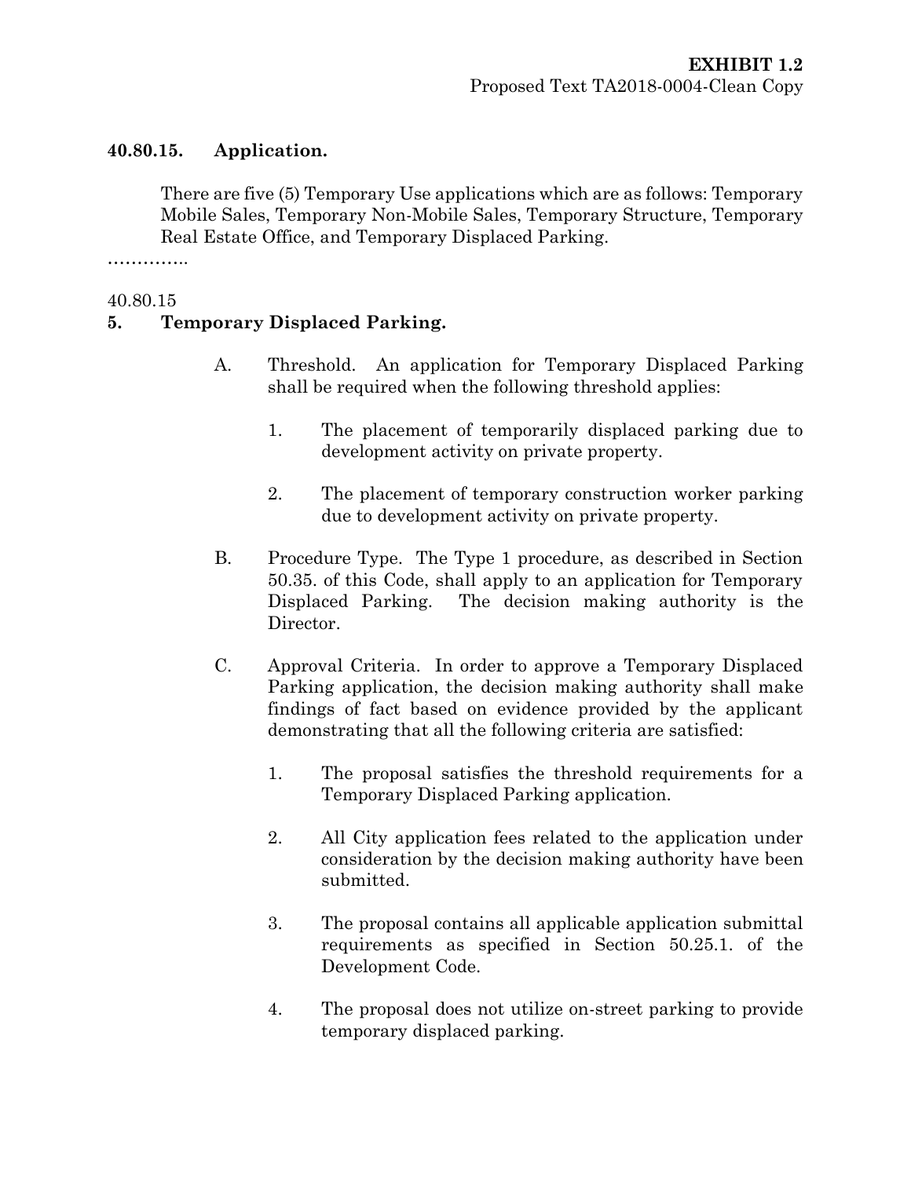**EXHIBIT 1.2**
Proposed Text TA2018-0004-Clean Copy

**40.80.15. Application.**

There are five (5) Temporary Use applications which are as follows: Temporary Mobile Sales, Temporary Non-Mobile Sales, Temporary Structure, Temporary Real Estate Office, and Temporary Displaced Parking.

…………..

40.80.15

**5. Temporary Displaced Parking.**

A. Threshold. An application for Temporary Displaced Parking shall be required when the following threshold applies:

1. The placement of temporarily displaced parking due to development activity on private property.

2. The placement of temporary construction worker parking due to development activity on private property.

B. Procedure Type. The Type 1 procedure, as described in Section 50.35. of this Code, shall apply to an application for Temporary Displaced Parking. The decision making authority is the Director.

C. Approval Criteria. In order to approve a Temporary Displaced Parking application, the decision making authority shall make findings of fact based on evidence provided by the applicant demonstrating that all the following criteria are satisfied:

1. The proposal satisfies the threshold requirements for a Temporary Displaced Parking application.

2. All City application fees related to the application under consideration by the decision making authority have been submitted.

3. The proposal contains all applicable application submittal requirements as specified in Section 50.25.1. of the Development Code.

4. The proposal does not utilize on-street parking to provide temporary displaced parking.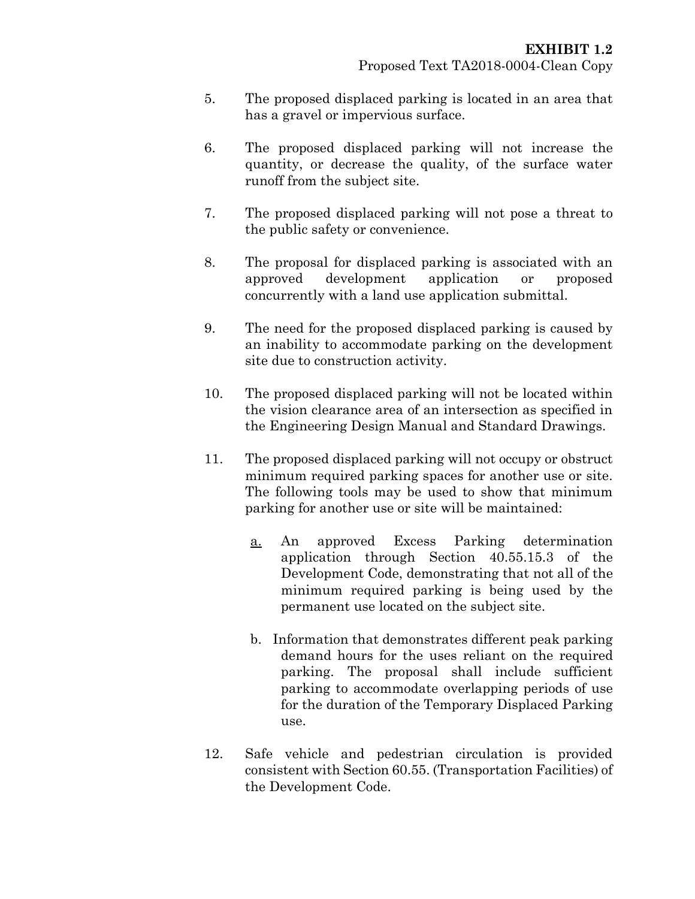**EXHIBIT 1.2**
Proposed Text TA2018-0004-Clean Copy

5. The proposed displaced parking is located in an area that has a gravel or impervious surface.

6. The proposed displaced parking will not increase the quantity, or decrease the quality, of the surface water runoff from the subject site.

7. The proposed displaced parking will not pose a threat to the public safety or convenience.

8. The proposal for displaced parking is associated with an approved development application or proposed concurrently with a land use application submittal.

9. The need for the proposed displaced parking is caused by an inability to accommodate parking on the development site due to construction activity.

10. The proposed displaced parking will not be located within the vision clearance area of an intersection as specified in the Engineering Design Manual and Standard Drawings.

11. The proposed displaced parking will not occupy or obstruct minimum required parking spaces for another use or site. The following tools may be used to show that minimum parking for another use or site will be maintained:

    a. An approved Excess Parking determination application through Section 40.55.15.3 of the Development Code, demonstrating that not all of the minimum required parking is being used by the permanent use located on the subject site.

    b. Information that demonstrates different peak parking demand hours for the uses reliant on the required parking. The proposal shall include sufficient parking to accommodate overlapping periods of use for the duration of the Temporary Displaced Parking use.

12. Safe vehicle and pedestrian circulation is provided consistent with Section 60.55. (Transportation Facilities) of the Development Code.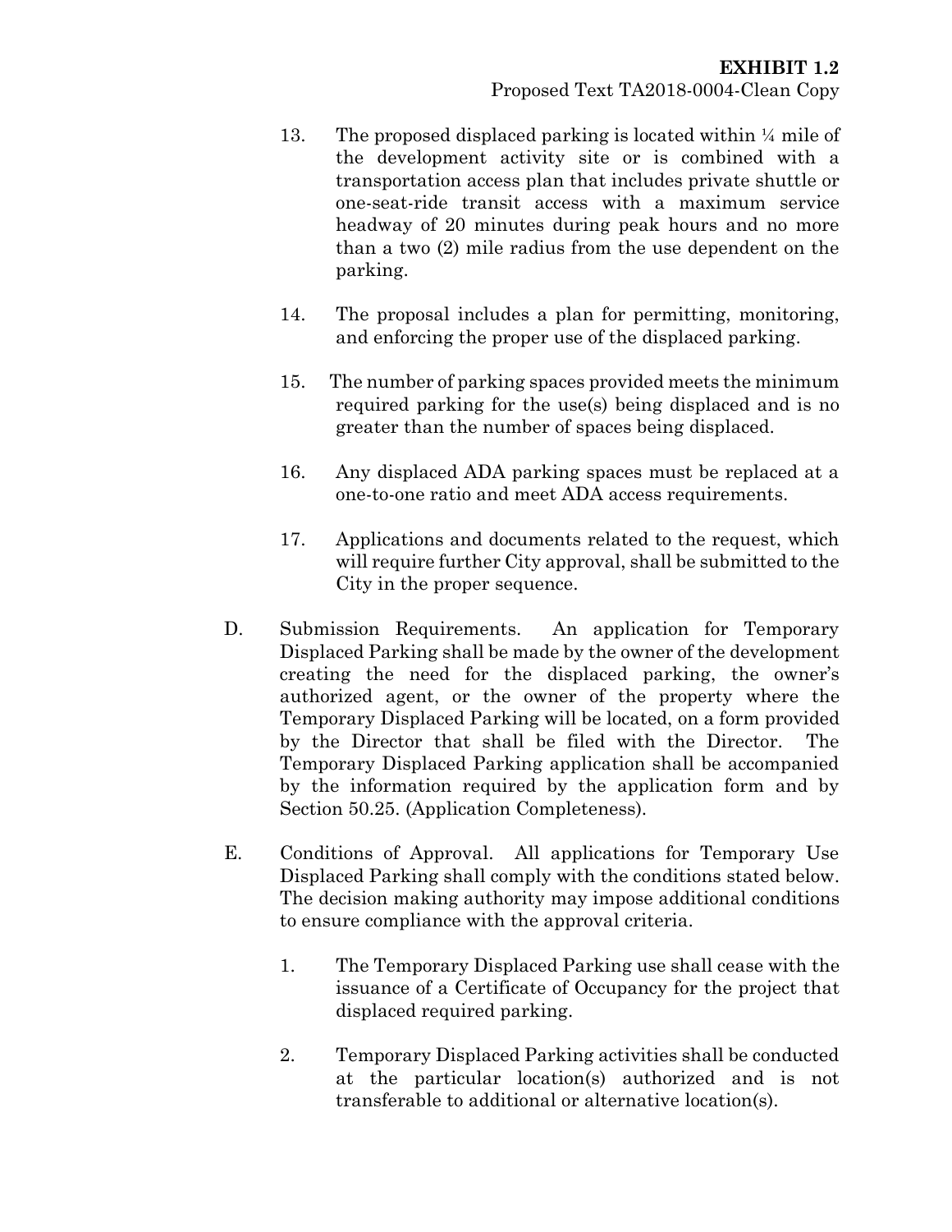13. The proposed displaced parking is located within ¼ mile of the development activity site or is combined with a transportation access plan that includes private shuttle or one-seat-ride transit access with a maximum service headway of 20 minutes during peak hours and no more than a two (2) mile radius from the use dependent on the parking.

14. The proposal includes a plan for permitting, monitoring, and enforcing the proper use of the displaced parking.

15. The number of parking spaces provided meets the minimum required parking for the use(s) being displaced and is no greater than the number of spaces being displaced.

16. Any displaced ADA parking spaces must be replaced at a one-to-one ratio and meet ADA access requirements.

17. Applications and documents related to the request, which will require further City approval, shall be submitted to the City in the proper sequence.

D. Submission Requirements. An application for Temporary Displaced Parking shall be made by the owner of the development creating the need for the displaced parking, the owner's authorized agent, or the owner of the property where the Temporary Displaced Parking will be located, on a form provided by the Director that shall be filed with the Director. The Temporary Displaced Parking application shall be accompanied by the information required by the application form and by Section 50.25. (Application Completeness).

E. Conditions of Approval. All applications for Temporary Use Displaced Parking shall comply with the conditions stated below. The decision making authority may impose additional conditions to ensure compliance with the approval criteria.

1. The Temporary Displaced Parking use shall cease with the issuance of a Certificate of Occupancy for the project that displaced required parking.

2. Temporary Displaced Parking activities shall be conducted at the particular location(s) authorized and is not transferable to additional or alternative location(s).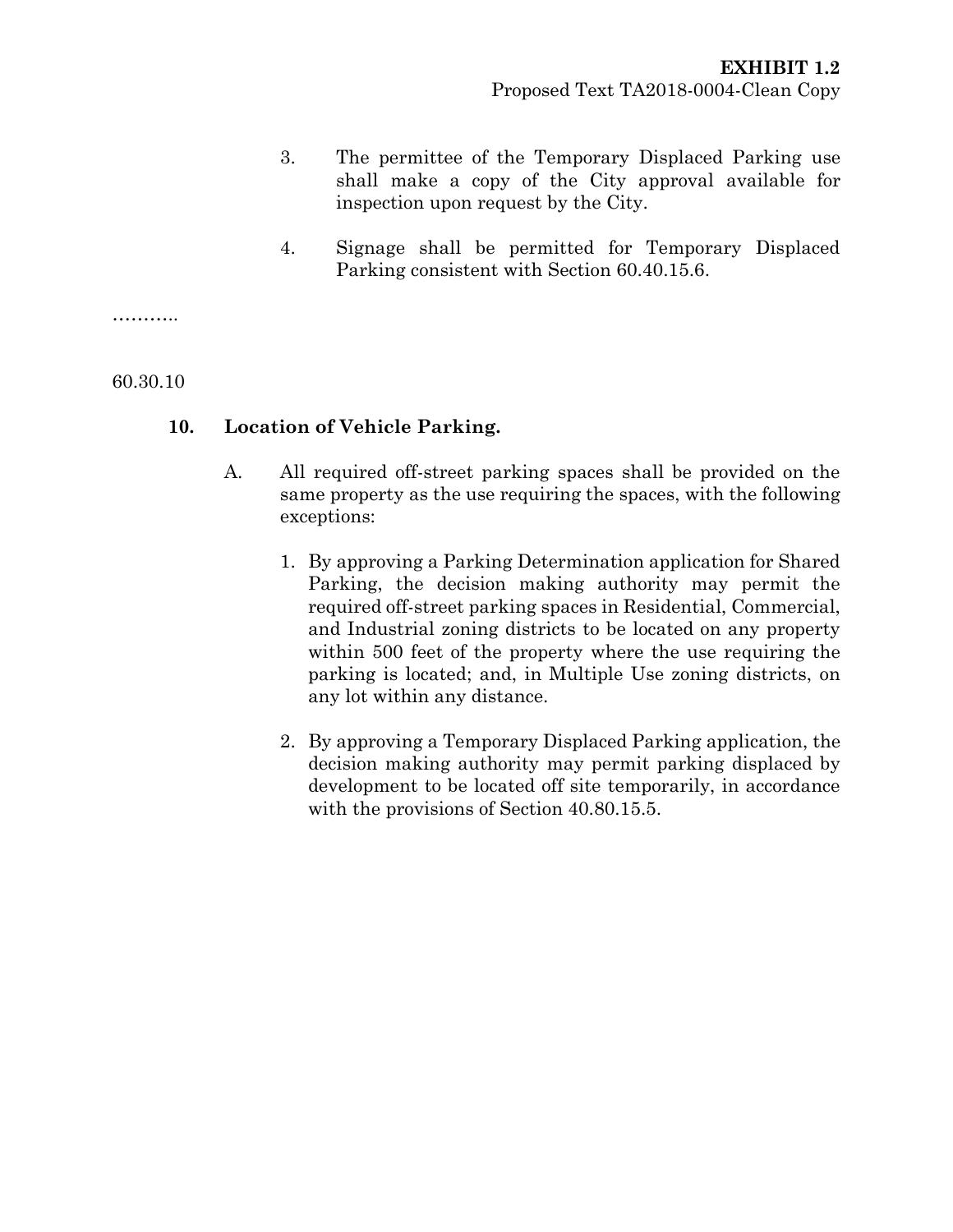3. The permittee of the Temporary Displaced Parking use shall make a copy of the City approval available for inspection upon request by the City.

4. Signage shall be permitted for Temporary Displaced Parking consistent with Section 60.40.15.6.

………..

60.30.10

**10. Location of Vehicle Parking.**

A. All required off-street parking spaces shall be provided on the same property as the use requiring the spaces, with the following exceptions:

1. By approving a Parking Determination application for Shared Parking, the decision making authority may permit the required off-street parking spaces in Residential, Commercial, and Industrial zoning districts to be located on any property within 500 feet of the property where the use requiring the parking is located; and, in Multiple Use zoning districts, on any lot within any distance.

2. By approving a Temporary Displaced Parking application, the decision making authority may permit parking displaced by development to be located off site temporarily, in accordance with the provisions of Section 40.80.15.5.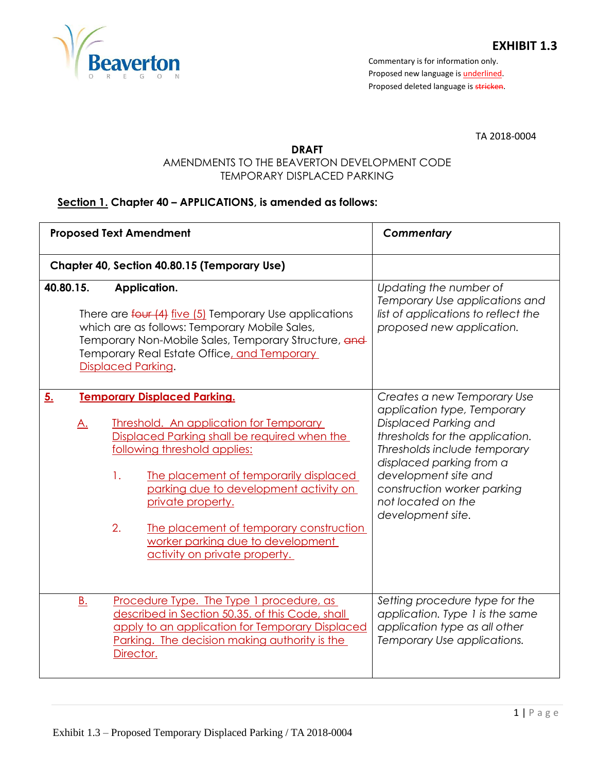**EXHIBIT 1.3**

Commentary is for information only.
Proposed new language is <u>underlined</u>.
Proposed deleted language is ~~stricken~~.

TA 2018-0004

**DRAFT**
AMENDMENTS TO THE BEAVERTON DEVELOPMENT CODE
TEMPORARY DISPLACED PARKING

**<u>Section 1.</u> Chapter 40 – APPLICATIONS, is amended as follows:**

| **Proposed Text Amendment** | ***Commentary*** |
|---|---|
| **Chapter 40, Section 40.80.15 (Temporary Use)** | |
| **40.80.15. Application.**<br><br>There are ~~four (4)~~ <u>five (5)</u> Temporary Use applications which are as follows: Temporary Mobile Sales, Temporary Non-Mobile Sales, Temporary Structure, ~~and~~ Temporary Real Estate Office<u>, and Temporary Displaced Parking</u>. | *Updating the number of Temporary Use applications and list of applications to reflect the proposed new application.* |
| **<u>5. Temporary Displaced Parking.</u>**<br><br><u>A. Threshold. An application for Temporary Displaced Parking shall be required when the following threshold applies:</u><br><br><u>1. The placement of temporarily displaced parking due to development activity on private property.</u><br><br><u>2. The placement of temporary construction worker parking due to development activity on private property.</u> | *Creates a new Temporary Use application type, Temporary Displaced Parking and thresholds for the application. Thresholds include temporary displaced parking from a development site and construction worker parking not located on the development site.* |
| <u>B. Procedure Type. The Type 1 procedure, as described in Section 50.35. of this Code, shall apply to an application for Temporary Displaced Parking. The decision making authority is the Director.</u> | *Setting procedure type for the application. Type 1 is the same application type as all other Temporary Use applications.* |

Exhibit 1.3 – Proposed Temporary Displaced Parking / TA 2018-0004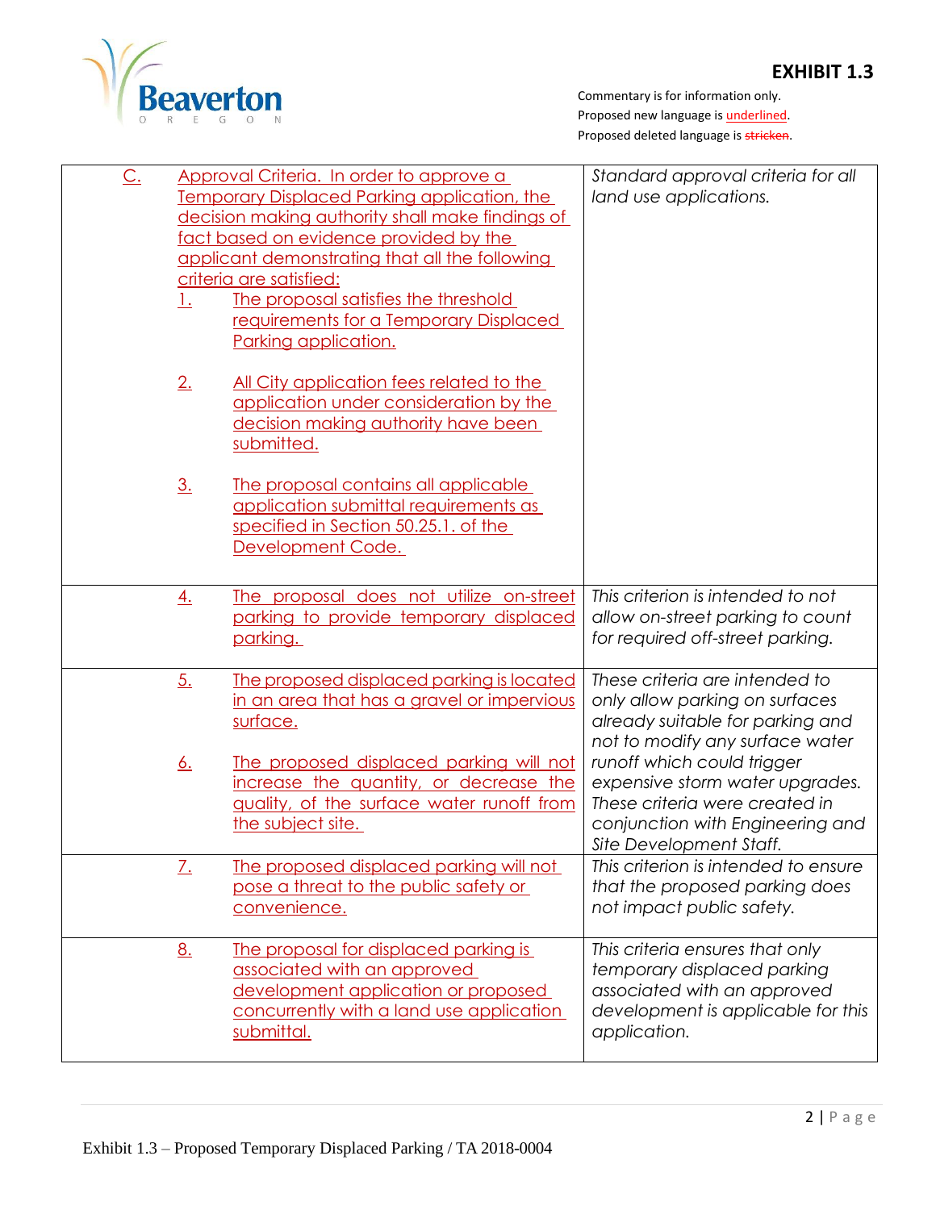# EXHIBIT 1.3

Commentary is for information only.
Proposed new language is <u>underlined</u>.
Proposed deleted language is ~~stricken~~.

| Proposed Language | Commentary |
|---|---|
| <u>C. Approval Criteria. In order to approve a Temporary Displaced Parking application, the decision making authority shall make findings of fact based on evidence provided by the applicant demonstrating that all the following criteria are satisfied:</u><br><u>1. The proposal satisfies the threshold requirements for a Temporary Displaced Parking application.</u><br><u>2. All City application fees related to the application under consideration by the decision making authority have been submitted.</u><br><u>3. The proposal contains all applicable application submittal requirements as specified in Section 50.25.1. of the Development Code.</u> | *Standard approval criteria for all land use applications.* |
| <u>4. The proposal does not utilize on-street parking to provide temporary displaced parking.</u> | *This criterion is intended to not allow on-street parking to count for required off-street parking.* |
| <u>5. The proposed displaced parking is located in an area that has a gravel or impervious surface.</u><br><u>6. The proposed displaced parking will not increase the quantity, or decrease the quality, of the surface water runoff from the subject site.</u> | *These criteria are intended to only allow parking on surfaces already suitable for parking and not to modify any surface water runoff which could trigger expensive storm water upgrades. These criteria were created in conjunction with Engineering and Site Development Staff.* |
| <u>7. The proposed displaced parking will not pose a threat to the public safety or convenience.</u> | *This criterion is intended to ensure that the proposed parking does not impact public safety.* |
| <u>8. The proposal for displaced parking is associated with an approved development application or proposed concurrently with a land use application submittal.</u> | *This criteria ensures that only temporary displaced parking associated with an approved development is applicable for this application.* |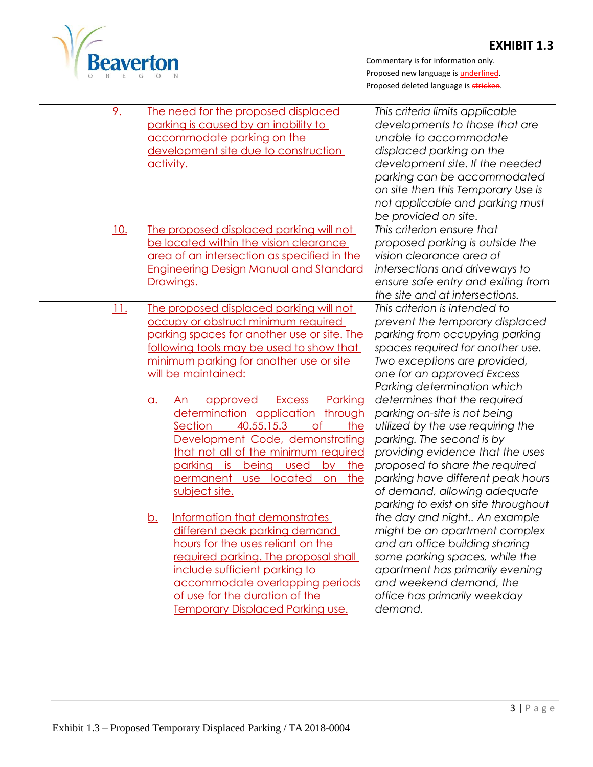**EXHIBIT 1.3**

Commentary is for information only.
Proposed new language is <u>underlined</u>.
Proposed deleted language is ~~stricken~~.

| | |
|---|---|
| <u>9.</u> <u>The need for the proposed displaced parking is caused by an inability to accommodate parking on the development site due to construction activity.</u> | *This criteria limits applicable developments to those that are unable to accommodate displaced parking on the development site. If the needed parking can be accommodated on site then this Temporary Use is not applicable and parking must be provided on site.* |
| <u>10.</u> <u>The proposed displaced parking will not be located within the vision clearance area of an intersection as specified in the Engineering Design Manual and Standard Drawings.</u> | *This criterion ensure that proposed parking is outside the vision clearance area of intersections and driveways to ensure safe entry and exiting from the site and at intersections.* |
| <u>11.</u> <u>The proposed displaced parking will not occupy or obstruct minimum required parking spaces for another use or site. The following tools may be used to show that minimum parking for another use or site will be maintained:</u><br><br><u>a.</u> <u>An approved Excess Parking determination application through Section 40.55.15.3 of the Development Code, demonstrating that not all of the minimum required parking is being used by the permanent use located on the subject site.</u><br><br><u>b.</u> <u>Information that demonstrates different peak parking demand hours for the uses reliant on the required parking. The proposal shall include sufficient parking to accommodate overlapping periods of use for the duration of the Temporary Displaced Parking use.</u> | *This criterion is intended to prevent the temporary displaced parking from occupying parking spaces required for another use. Two exceptions are provided, one for an approved Excess Parking determination which determines that the required parking on-site is not being utilized by the use requiring the parking. The second is by providing evidence that the uses proposed to share the required parking have different peak hours of demand, allowing adequate parking to exist on site throughout the day and night.. An example might be an apartment complex and an office building sharing some parking spaces, while the apartment has primarily evening and weekend demand, the office has primarily weekday demand.* |

Exhibit 1.3 – Proposed Temporary Displaced Parking / TA 2018-0004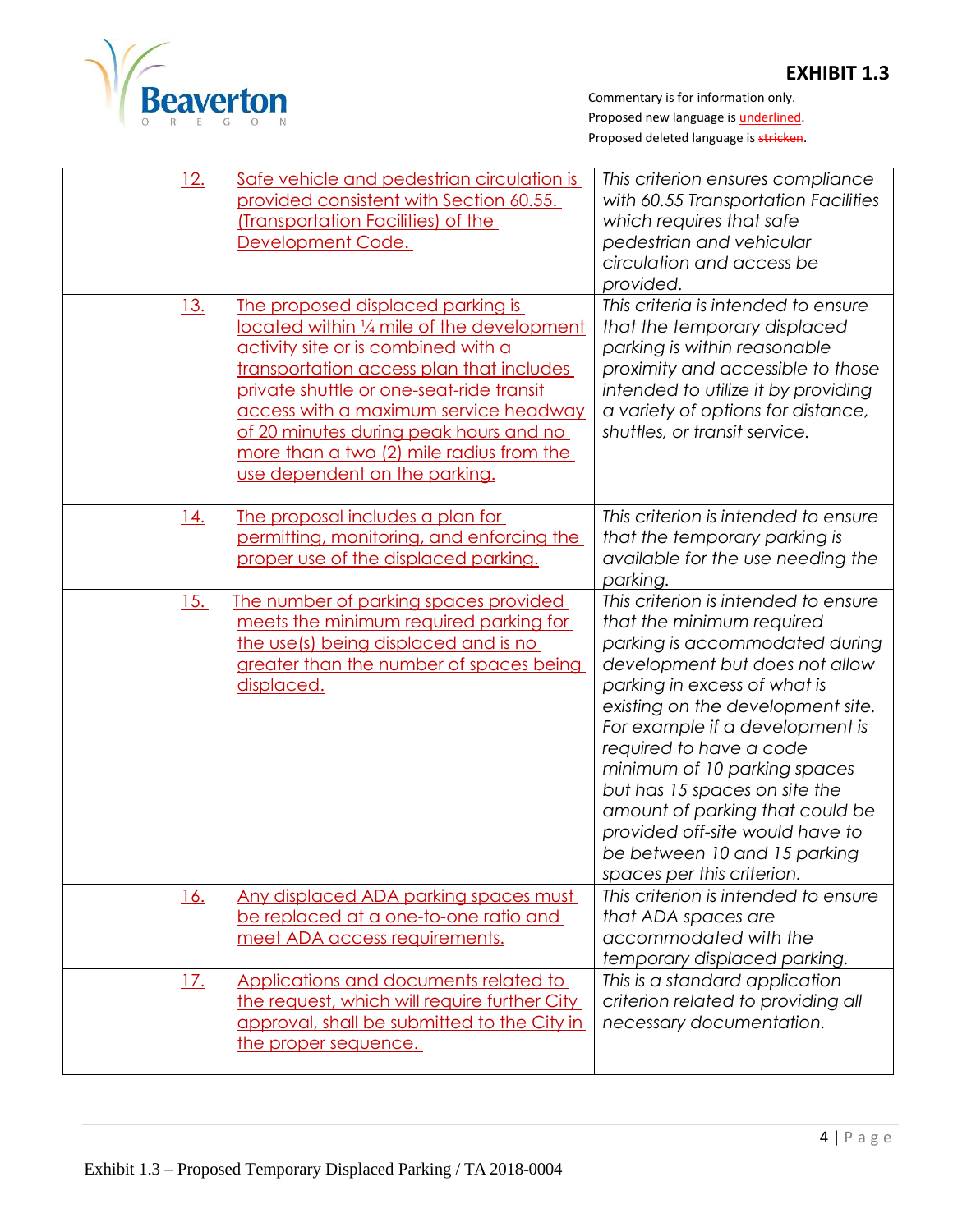**EXHIBIT 1.3**

Commentary is for information only.
Proposed new language is underlined.
Proposed deleted language is ~~stricken~~.

| | | |
|---|---|---|
| <u>12.</u> | <u>Safe vehicle and pedestrian circulation is provided consistent with Section 60.55. (Transportation Facilities) of the Development Code.</u> | *This criterion ensures compliance with 60.55 Transportation Facilities which requires that safe pedestrian and vehicular circulation and access be provided.* |
| <u>13.</u> | <u>The proposed displaced parking is located within ¼ mile of the development activity site or is combined with a transportation access plan that includes private shuttle or one-seat-ride transit access with a maximum service headway of 20 minutes during peak hours and no more than a two (2) mile radius from the use dependent on the parking.</u> | *This criteria is intended to ensure that the temporary displaced parking is within reasonable proximity and accessible to those intended to utilize it by providing a variety of options for distance, shuttles, or transit service.* |
| <u>14.</u> | <u>The proposal includes a plan for permitting, monitoring, and enforcing the proper use of the displaced parking.</u> | *This criterion is intended to ensure that the temporary parking is available for the use needing the parking.* |
| <u>15.</u> | <u>The number of parking spaces provided meets the minimum required parking for the use(s) being displaced and is no greater than the number of spaces being displaced.</u> | *This criterion is intended to ensure that the minimum required parking is accommodated during development but does not allow parking in excess of what is existing on the development site. For example if a development is required to have a code minimum of 10 parking spaces but has 15 spaces on site the amount of parking that could be provided off-site would have to be between 10 and 15 parking spaces per this criterion.* |
| <u>16.</u> | <u>Any displaced ADA parking spaces must be replaced at a one-to-one ratio and meet ADA access requirements.</u> | *This criterion is intended to ensure that ADA spaces are accommodated with the temporary displaced parking.* |
| <u>17.</u> | <u>Applications and documents related to the request, which will require further City approval, shall be submitted to the City in the proper sequence.</u> | *This is a standard application criterion related to providing all necessary documentation.* |

Exhibit 1.3 – Proposed Temporary Displaced Parking / TA 2018-0004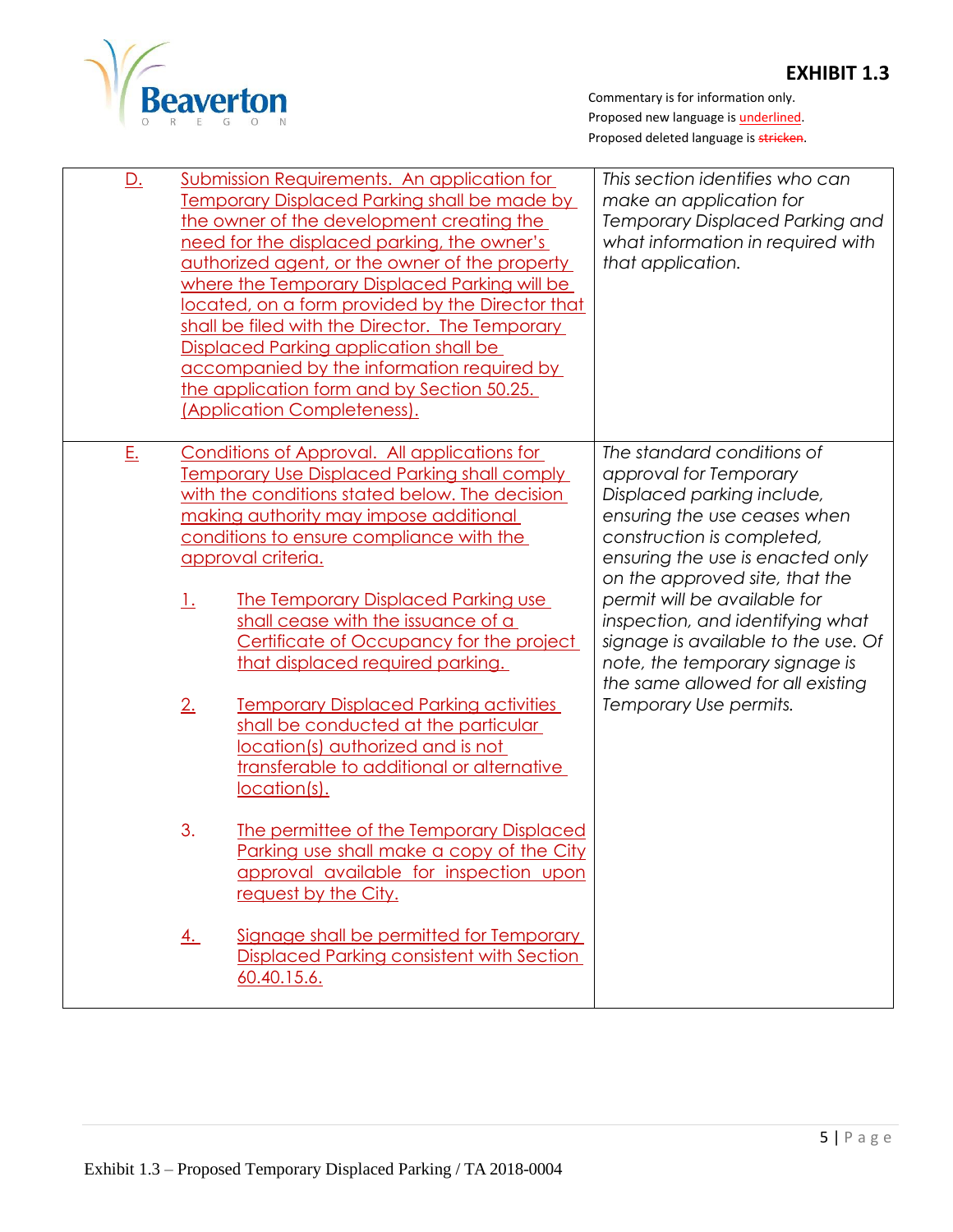**EXHIBIT 1.3**

Commentary is for information only.
Proposed new language is underlined.
Proposed deleted language is ~~stricken~~.

| | |
|---|---|
| D. Submission Requirements. An application for Temporary Displaced Parking shall be made by the owner of the development creating the need for the displaced parking, the owner's authorized agent, or the owner of the property where the Temporary Displaced Parking will be located, on a form provided by the Director that shall be filed with the Director. The Temporary Displaced Parking application shall be accompanied by the information required by the application form and by Section 50.25. (Application Completeness). | *This section identifies who can make an application for Temporary Displaced Parking and what information in required with that application.* |
| E. Conditions of Approval. All applications for Temporary Use Displaced Parking shall comply with the conditions stated below. The decision making authority may impose additional conditions to ensure compliance with the approval criteria.<br><br>1. The Temporary Displaced Parking use shall cease with the issuance of a Certificate of Occupancy for the project that displaced required parking.<br><br>2. Temporary Displaced Parking activities shall be conducted at the particular location(s) authorized and is not transferable to additional or alternative location(s).<br><br>3. The permittee of the Temporary Displaced Parking use shall make a copy of the City approval available for inspection upon request by the City.<br><br>4. Signage shall be permitted for Temporary Displaced Parking consistent with Section 60.40.15.6. | *The standard conditions of approval for Temporary Displaced parking include, ensuring the use ceases when construction is completed, ensuring the use is enacted only on the approved site, that the permit will be available for inspection, and identifying what signage is available to the use. Of note, the temporary signage is the same allowed for all existing Temporary Use permits.* |

Exhibit 1.3 – Proposed Temporary Displaced Parking / TA 2018-0004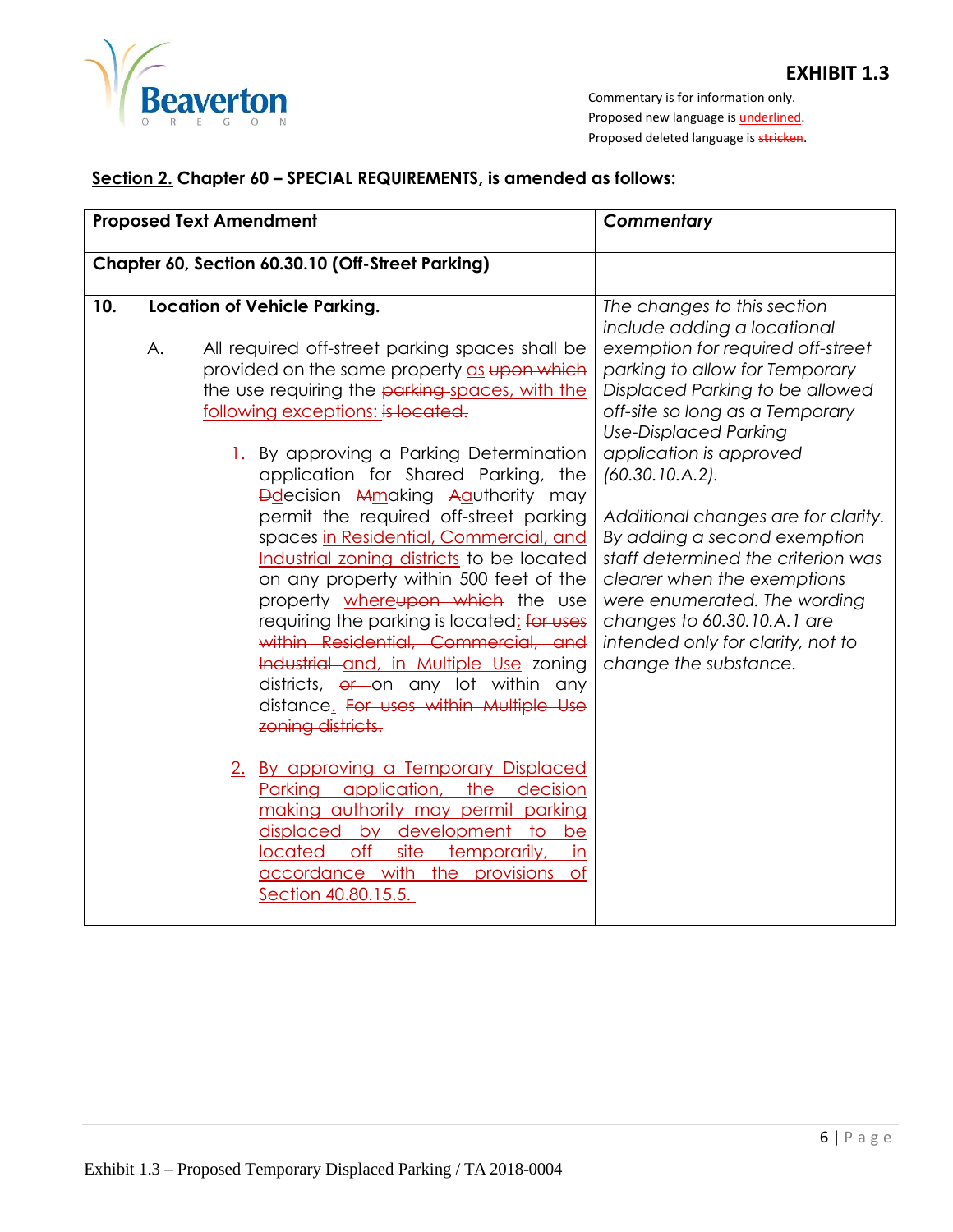**EXHIBIT 1.3**

Commentary is for information only.
Proposed new language is <u>underlined</u>.
Proposed deleted language is ~~stricken~~.

**<u>Section 2.</u> Chapter 60 – SPECIAL REQUIREMENTS, is amended as follows:**

| **Proposed Text Amendment** | ***Commentary*** |
|---|---|
| **Chapter 60, Section 60.30.10 (Off-Street Parking)** | |
| **10. Location of Vehicle Parking.**<br><br>A. All required off-street parking spaces shall be provided on the same property <u>as</u> ~~upon which~~ the use requiring the ~~parking~~ <u>spaces, with the following exceptions:</u> ~~is located.~~<br><br><u>1.</u> By approving a Parking Determination application for Shared Parking, the ~~D~~<u>d</u>ecision ~~M~~<u>m</u>aking ~~A~~<u>a</u>uthority may permit the required off-street parking spaces <u>in Residential, Commercial, and Industrial zoning districts</u> to be located on any property within 500 feet of the property <u>where</u>~~upon which~~ the use requiring the parking is located<u>;</u> ~~for uses within Residential, Commercial, and Industrial~~ <u>and, in Multiple Use</u> zoning districts, ~~or~~ on any lot within any distance<u>.</u> ~~For uses within Multiple Use zoning districts.~~<br><br><u>2. By approving a Temporary Displaced Parking application, the decision making authority may permit parking displaced by development to be located off site temporarily, in accordance with the provisions of Section 40.80.15.5.</u> | *The changes to this section include adding a locational exemption for required off-street parking to allow for Temporary Displaced Parking to be allowed off-site so long as a Temporary Use-Displaced Parking application is approved (60.30.10.A.2).*<br><br>*Additional changes are for clarity. By adding a second exemption staff determined the criterion was clearer when the exemptions were enumerated. The wording changes to 60.30.10.A.1 are intended only for clarity, not to change the substance.* |

Exhibit 1.3 – Proposed Temporary Displaced Parking / TA 2018-0004